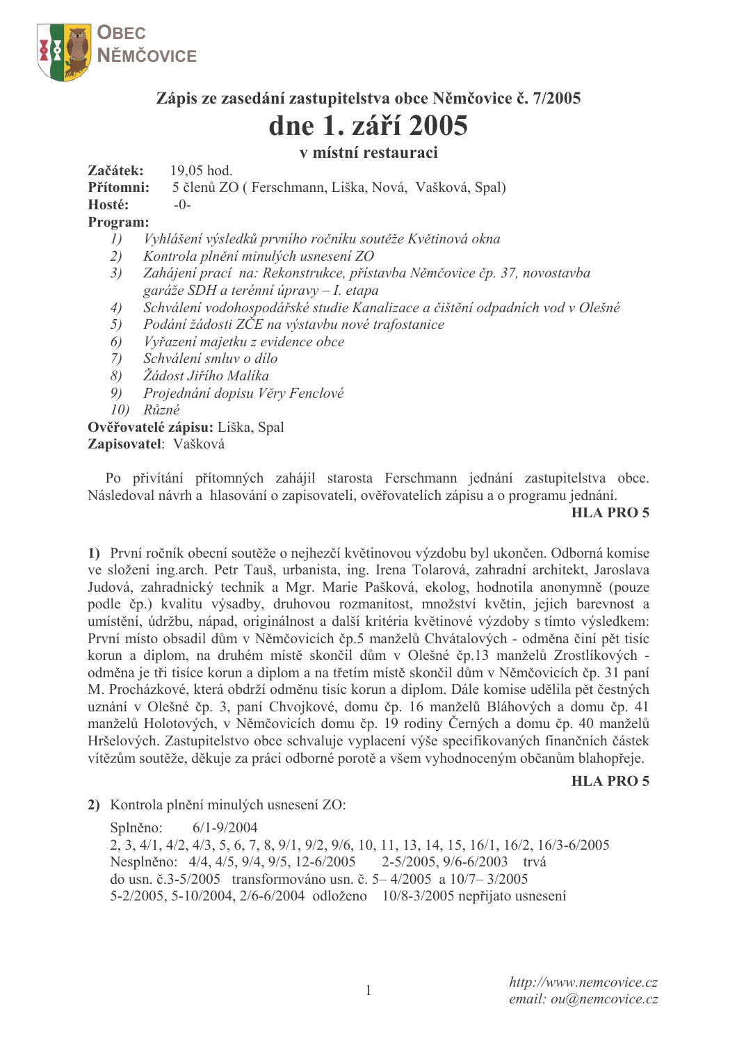**Obec Němčovice**

## Zápis ze zasedání zastupitelstva obce Němčovice č. 7/2005

# dne 1. září 2005

### v místní restauraci

**Začátek:** 19,05 hod.
**Přítomni:** 5 členů ZO ( Ferschmann, Liška, Nová, Vašková, Spal)
**Hosté:** -0-
**Program:**

1) *Vyhlášení výsledků prvního ročníku soutěže Květinová okna*
2) *Kontrola plnění minulých usnesení ZO*
3) *Zahájení prací na: Rekonstrukce, přístavba Němčovice čp. 37, novostavba garáže SDH a terénní úpravy – I. etapa*
4) *Schválení vodohospodářské studie Kanalizace a čištění odpadních vod v Olešné*
5) *Podání žádosti ZČE na výstavbu nové trafostanice*
6) *Vyřazení majetku z evidence obce*
7) *Schválení smluv o dílo*
8) *Žádost Jiřího Malíka*
9) *Projednání dopisu Věry Fenclové*
10) *Různé*

**Ověřovatelé zápisu:** Liška, Spal
**Zapisovatel**: Vašková

Po přivítání přítomných zahájil starosta Ferschmann jednání zastupitelstva obce. Následoval návrh a hlasování o zapisovateli, ověřovatelích zápisu a o programu jednání.

**HLA PRO 5**

**1)** První ročník obecní soutěže o nejhezčí květinovou výzdobu byl ukončen. Odborná komise ve složení ing.arch. Petr Tauš, urbanista, ing. Irena Tularová, zahradní architekt, Jaroslava Judová, zahradnický technik a Mgr. Marie Pašková, ekolog, hodnotila anonymně (pouze podle čp.) kvalitu výsadby, druhovou rozmanitost, množství květin, jejich barevnost a umístění, údržbu, nápad, originálnost a další kritéria květinové výzdoby s tímto výsledkem: První místo obsadil dům v Němčovicích čp.5 manželů Chvátalových - odměna činí pět tisíc korun a diplom, na druhém místě skončil dům v Olešné čp.13 manželů Zrostlíkových - odměna je tři tisíce korun a diplom a na třetím místě skončil dům v Němčovicích čp. 31 paní M. Procházkové, která obdrží odměnu tisíc korun a diplom. Dále komise udělila pět čestných uznání v Olešné čp. 3, paní Chvojkové, domu čp. 16 manželů Bláhových a domu čp. 41 manželů Holotových, v Němčovicích domu čp. 19 rodiny Černých a domu čp. 40 manželů Hršelových. Zastupitelstvo obce schvaluje vyplacení výše specifikovaných finančních částek vítězům soutěže, děkuje za práci odborné porotě a všem vyhodnoceným občanům blahopřeje.

**HLA PRO 5**

**2)** Kontrola plnění minulých usnesení ZO:

Splněno: 6/1-9/2004
2, 3, 4/1, 4/2, 4/3, 5, 6, 7, 8, 9/1, 9/2, 9/6, 10, 11, 13, 14, 15, 16/1, 16/2, 16/3-6/2005
Nesplněno: 4/4, 4/5, 9/4, 9/5, 12-6/2005 2-5/2005, 9/6-6/2003 trvá
do usn. č.3-5/2005 transformováno usn. č. 5– 4/2005 a 10/7– 3/2005
5-2/2005, 5-10/2004, 2/6-6/2004 odloženo 10/8-3/2005 nepřijato usnesení

http://www.nemcovice.cz
email: ou@nemcovice.cz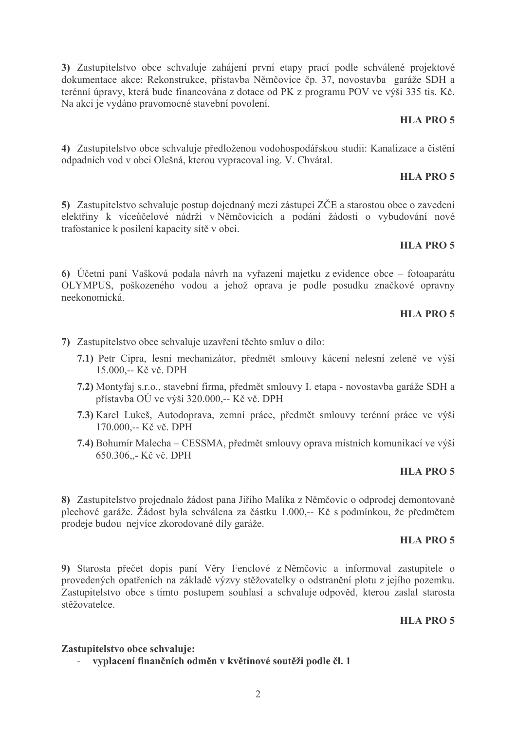**3)** Zastupitelstvo obce schvaluje zahájení první etapy prací podle schválené projektové dokumentace akce: Rekonstrukce, přístavba Němčovice čp. 37, novostavba garáže SDH a terénní úpravy, která bude financována z dotace od PK z programu POV ve výši 335 tis. Kč. Na akci je vydáno pravomocné stavební povolení.

**HLA PRO 5**

**4)** Zastupitelstvo obce schvaluje předloženou vodohospodářskou studii: Kanalizace a čistění odpadních vod v obci Olešná, kterou vypracoval ing. V. Chvátal.

**HLA PRO 5**

**5)** Zastupitelstvo schvaluje postup dojednaný mezi zástupci ZČE a starostou obce o zavedení elektřiny k víceúčelové nádrži v Němčovicích a podání žádosti o vybudování nové trafostanice k posílení kapacity sítě v obci.

**HLA PRO 5**

**6)** Účetní paní Vašková podala návrh na vyřazení majetku z evidence obce – fotoaparátu OLYMPUS, poškozeného vodou a jehož oprava je podle posudku značkové opravny neekonomická.

**HLA PRO 5**

**7)** Zastupitelstvo obce schvaluje uzavření těchto smluv o dílo:

- **7.1)** Petr Cipra, lesní mechanizátor, předmět smlouvy kácení nelesní zeleně ve výši 15.000,-- Kč vč. DPH
- **7.2)** Montyfaj s.r.o., stavební firma, předmět smlouvy I. etapa - novostavba garáže SDH a přístavba OÚ ve výši 320.000,-- Kč vč. DPH
- **7.3)** Karel Lukeš, Autodoprava, zemní práce, předmět smlouvy terénní práce ve výši 170.000,-- Kč vč. DPH
- **7.4)** Bohumír Malecha – CESSMA, předmět smlouvy oprava místních komunikací ve výši 650.306,,- Kč vč. DPH

**HLA PRO 5**

**8)** Zastupitelstvo projednalo žádost pana Jiřího Malíka z Němčovic o odprodej demontované plechové garáže. Žádost byla schválena za částku 1.000,-- Kč s podmínkou, že předmětem prodeje budou nejvíce zkorodované díly garáže.

**HLA PRO 5**

**9)** Starosta přečet dopis paní Věry Fenclové z Němčovic a informoval zastupitele o provedených opatřeních na základě výzvy stěžovatelky o odstranění plotu z jejího pozemku. Zastupitelstvo obce s tímto postupem souhlasí a schvaluje odpověď, kterou zaslal starosta stěžovatelce.

**HLA PRO 5**

**Zastupitelstvo obce schvaluje:**

- **vyplacení finančních odměn v květinové soutěži podle čl. 1**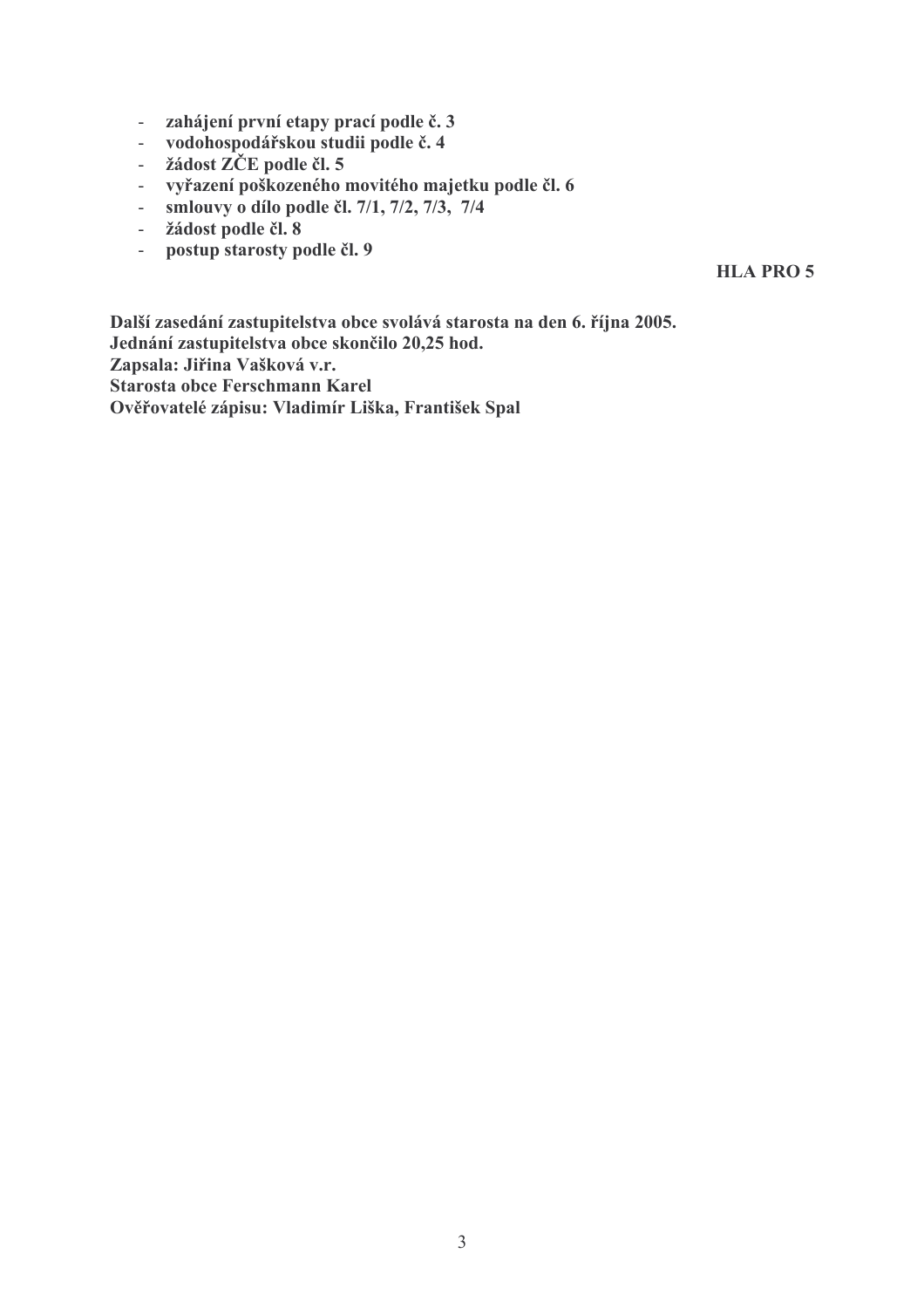- **zahájení první etapy prací podle č. 3**
- **vodohospodářskou studii podle č. 4**
- **žádost ZČE podle čl. 5**
- **vyřazení poškozeného movitého majetku podle čl. 6**
- **smlouvy o dílo podle čl. 7/1, 7/2, 7/3, 7/4**
- **žádost podle čl. 8**
- **postup starosty podle čl. 9**

**HLA PRO 5**

**Další zasedání zastupitelstva obce svolává starosta na den 6. října 2005.**
**Jednání zastupitelstva obce skončilo 20,25 hod.**
**Zapsala: Jiřina Vašková v.r.**
**Starosta obce Ferschmann Karel**
**Ověřovatelé zápisu: Vladimír Liška, František Spal**